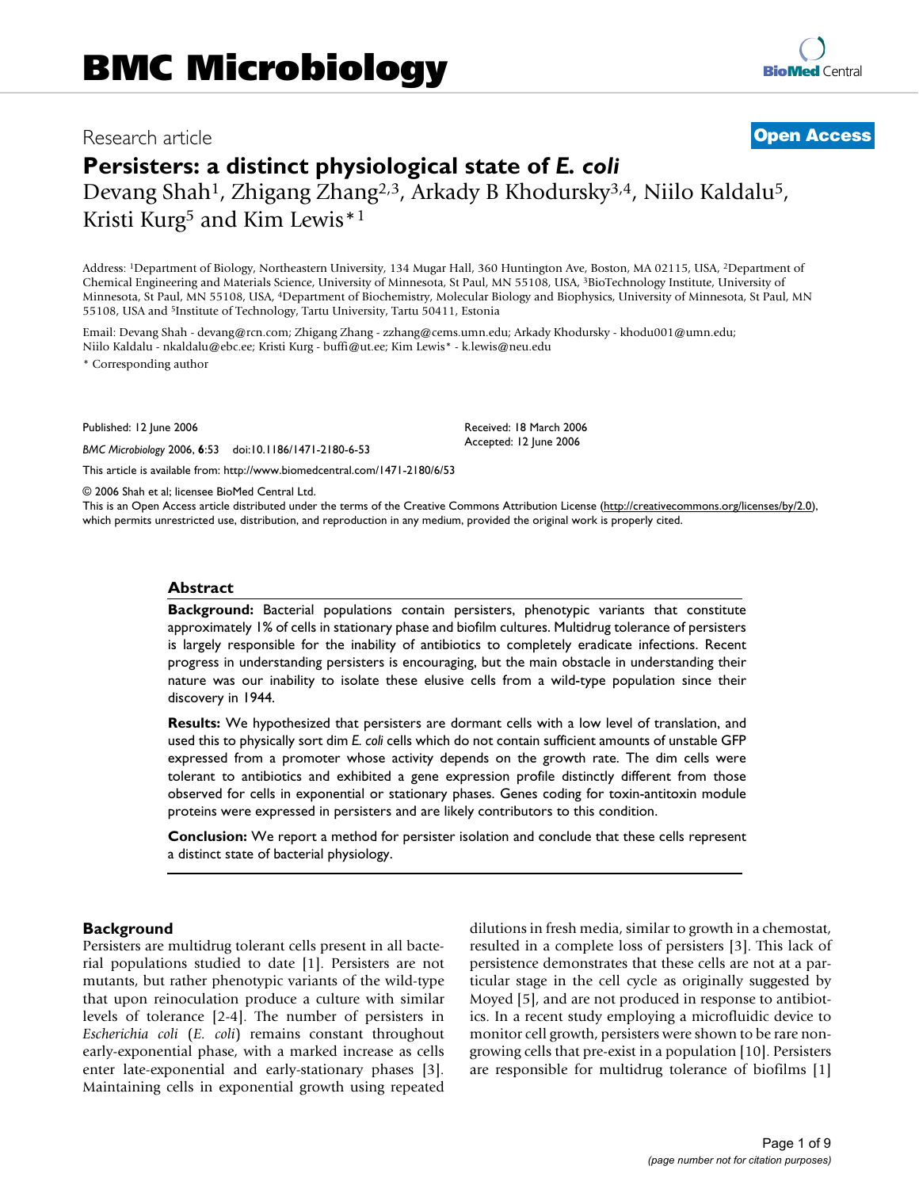# BMC Microbiology

Research article

**Open Access**

# Persisters: a distinct physiological state of *E. coli*

Devang Shah[1], Zhigang Zhang[2,3], Arkady B Khodursky[3,4], Niilo Kaldalu[5], Kristi Kurg[5] and Kim Lewis*[1]

Address: [1]Department of Biology, Northeastern University, 134 Mugar Hall, 360 Huntington Ave, Boston, MA 02115, USA, [2]Department of Chemical Engineering and Materials Science, University of Minnesota, St Paul, MN 55108, USA, [3]BioTechnology Institute, University of Minnesota, St Paul, MN 55108, USA, [4]Department of Biochemistry, Molecular Biology and Biophysics, University of Minnesota, St Paul, MN 55108, USA and [5]Institute of Technology, Tartu University, Tartu 50411, Estonia

Email: Devang Shah - devang@rcn.com; Zhigang Zhang - zzhang@cems.umn.edu; Arkady Khodursky - khodu001@umn.edu; Niilo Kaldalu - nkaldalu@ebc.ee; Kristi Kurg - buffi@ut.ee; Kim Lewis* - k.lewis@neu.edu

* Corresponding author

Published: 12 June 2006

*BMC Microbiology* 2006, **6**:53 doi:10.1186/1471-2180-6-53

Received: 18 March 2006
Accepted: 12 June 2006

This article is available from: http://www.biomedcentral.com/1471-2180/6/53

© 2006 Shah et al; licensee BioMed Central Ltd.
This is an Open Access article distributed under the terms of the Creative Commons Attribution License (http://creativecommons.org/licenses/by/2.0), which permits unrestricted use, distribution, and reproduction in any medium, provided the original work is properly cited.

## Abstract

**Background:** Bacterial populations contain persisters, phenotypic variants that constitute approximately 1% of cells in stationary phase and biofilm cultures. Multidrug tolerance of persisters is largely responsible for the inability of antibiotics to completely eradicate infections. Recent progress in understanding persisters is encouraging, but the main obstacle in understanding their nature was our inability to isolate these elusive cells from a wild-type population since their discovery in 1944.

**Results:** We hypothesized that persisters are dormant cells with a low level of translation, and used this to physically sort dim *E. coli* cells which do not contain sufficient amounts of unstable GFP expressed from a promoter whose activity depends on the growth rate. The dim cells were tolerant to antibiotics and exhibited a gene expression profile distinctly different from those observed for cells in exponential or stationary phases. Genes coding for toxin-antitoxin module proteins were expressed in persisters and are likely contributors to this condition.

**Conclusion:** We report a method for persister isolation and conclude that these cells represent a distinct state of bacterial physiology.

## Background

Persisters are multidrug tolerant cells present in all bacterial populations studied to date [1]. Persisters are not mutants, but rather phenotypic variants of the wild-type that upon reinoculation produce a culture with similar levels of tolerance [2-4]. The number of persisters in *Escherichia coli* (*E. coli*) remains constant throughout early-exponential phase, with a marked increase as cells enter late-exponential and early-stationary phases [3]. Maintaining cells in exponential growth using repeated dilutions in fresh media, similar to growth in a chemostat, resulted in a complete loss of persisters [3]. This lack of persistence demonstrates that these cells are not at a particular stage in the cell cycle as originally suggested by Moyed [5], and are not produced in response to antibiotics. In a recent study employing a microfluidic device to monitor cell growth, persisters were shown to be rare non-growing cells that pre-exist in a population [10]. Persisters are responsible for multidrug tolerance of biofilms [1]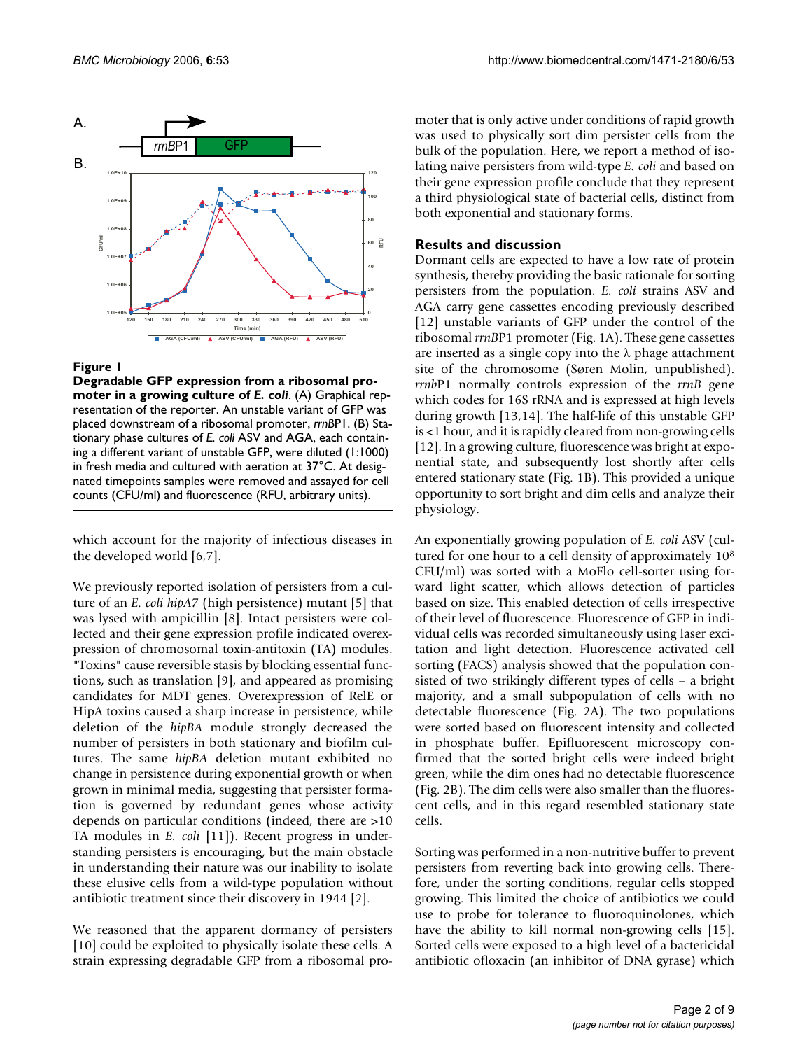A.

*rrn*BP1 GFP

B.

1.0E+10
1.0E+09
1.0E+08
1.0E+07
1.0E+06
1.0E+05

CFU/ml

120
100
80
60
40
20
0

RFU

120 150 180 210 240 270 300 330 360 390 420 450 480 510

Time (min)

AGA (CFU/ml) ASV (CFU/ml) AGA (RFU) ASV (RFU)

**Figure 1**

**Degradable GFP expression from a ribosomal promoter in a growing culture of *E. coli*.** (A) Graphical representation of the reporter. An unstable variant of GFP was placed downstream of a ribosomal promoter, *rrn*BP1. (B) Stationary phase cultures of *E. coli* ASV and AGA, each containing a different variant of unstable GFP, were diluted (1:1000) in fresh media and cultured with aeration at 37°C. At designated timepoints samples were removed and assayed for cell counts (CFU/ml) and fluorescence (RFU, arbitrary units).

which account for the majority of infectious diseases in the developed world [6,7].

We previously reported isolation of persisters from a culture of an *E. coli hipA7* (high persistence) mutant [5] that was lysed with ampicillin [8]. Intact persisters were collected and their gene expression profile indicated overexpression of chromosomal toxin-antitoxin (TA) modules. "Toxins" cause reversible stasis by blocking essential functions, such as translation [9], and appeared as promising candidates for MDT genes. Overexpression of RelE or HipA toxins caused a sharp increase in persistence, while deletion of the *hipBA* module strongly decreased the number of persisters in both stationary and biofilm cultures. The same *hipBA* deletion mutant exhibited no change in persistence during exponential growth or when grown in minimal media, suggesting that persister formation is governed by redundant genes whose activity depends on particular conditions (indeed, there are >10 TA modules in *E. coli* [11]). Recent progress in understanding persisters is encouraging, but the main obstacle in understanding their nature was our inability to isolate these elusive cells from a wild-type population without antibiotic treatment since their discovery in 1944 [2].

We reasoned that the apparent dormancy of persisters [10] could be exploited to physically isolate these cells. A strain expressing degradable GFP from a ribosomal promoter that is only active under conditions of rapid growth was used to physically sort dim persister cells from the bulk of the population. Here, we report a method of isolating naive persisters from wild-type *E. coli* and based on their gene expression profile conclude that they represent a third physiological state of bacterial cells, distinct from both exponential and stationary forms.

## Results and discussion

Dormant cells are expected to have a low rate of protein synthesis, thereby providing the basic rationale for sorting persisters from the population. *E. coli* strains ASV and AGA carry gene cassettes encoding previously described [12] unstable variants of GFP under the control of the ribosomal *rrn*BP1 promoter (Fig. 1A). These gene cassettes are inserted as a single copy into the λ phage attachment site of the chromosome (Søren Molin, unpublished). *rrnb*P1 normally controls expression of the *rrnB* gene which codes for 16S rRNA and is expressed at high levels during growth [13,14]. The half-life of this unstable GFP is <1 hour, and it is rapidly cleared from non-growing cells [12]. In a growing culture, fluorescence was bright at exponential state, and subsequently lost shortly after cells entered stationary state (Fig. 1B). This provided a unique opportunity to sort bright and dim cells and analyze their physiology.

An exponentially growing population of *E. coli* ASV (cultured for one hour to a cell density of approximately $10^8$ CFU/ml) was sorted with a MoFlo cell-sorter using forward light scatter, which allows detection of particles based on size. This enabled detection of cells irrespective of their level of fluorescence. Fluorescence of GFP in individual cells was recorded simultaneously using laser excitation and light detection. Fluorescence activated cell sorting (FACS) analysis showed that the population consisted of two strikingly different types of cells – a bright majority, and a small subpopulation of cells with no detectable fluorescence (Fig. 2A). The two populations were sorted based on fluorescent intensity and collected in phosphate buffer. Epifluorescent microscopy confirmed that the sorted bright cells were indeed bright green, while the dim ones had no detectable fluorescence (Fig. 2B). The dim cells were also smaller than the fluorescent cells, and in this regard resembled stationary state cells.

Sorting was performed in a non-nutritive buffer to prevent persisters from reverting back into growing cells. Therefore, under the sorting conditions, regular cells stopped growing. This limited the choice of antibiotics we could use to probe for tolerance to fluoroquinolones, which have the ability to kill normal non-growing cells [15]. Sorted cells were exposed to a high level of a bactericidal antibiotic ofloxacin (an inhibitor of DNA gyrase) which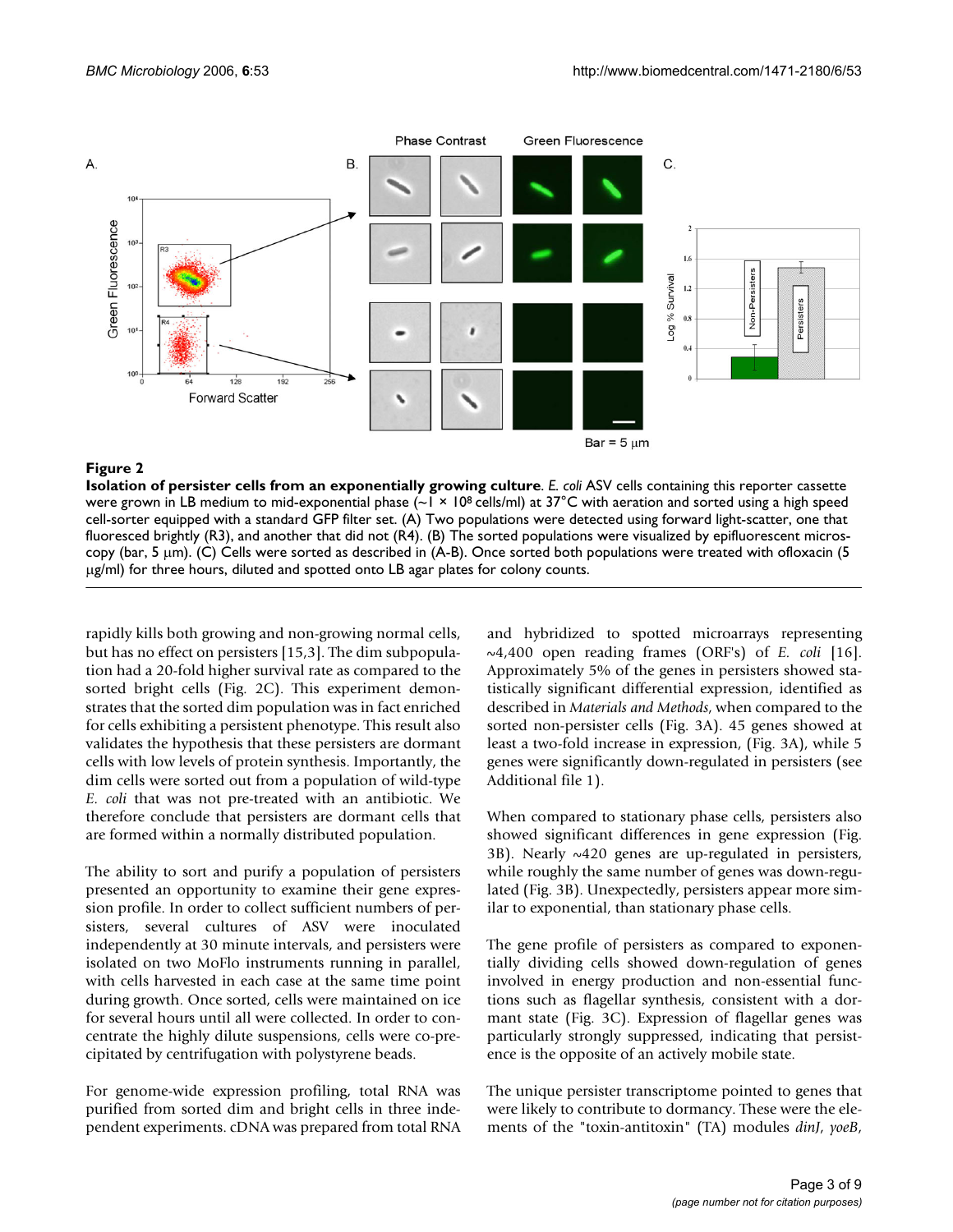A.

Green Fluorescence

Forward Scatter

$10^0$ $10^1$ $10^2$ $10^3$ $10^4$

0 64 128 192 256

R3

R4

B.

Phase Contrast

Green Fluorescence

Bar = 5 μm

C.

Log % Survival

0 0.4 0.8 1.2 1.6 2

Non-Persisters

Persisters

**Figure 2**

**Isolation of persister cells from an exponentially growing culture**. *E. coli* ASV cells containing this reporter cassette were grown in LB medium to mid-exponential phase (~1 × $10^8$ cells/ml) at 37°C with aeration and sorted using a high speed cell-sorter equipped with a standard GFP filter set. (A) Two populations were detected using forward light-scatter, one that fluoresced brightly (R3), and another that did not (R4). (B) The sorted populations were visualized by epifluorescent microscopy (bar, 5 μm). (C) Cells were sorted as described in (A-B). Once sorted both populations were treated with ofloxacin (5 μg/ml) for three hours, diluted and spotted onto LB agar plates for colony counts.

rapidly kills both growing and non-growing normal cells, but has no effect on persisters [15,3]. The dim subpopulation had a 20-fold higher survival rate as compared to the sorted bright cells (Fig. 2C). This experiment demonstrates that the sorted dim population was in fact enriched for cells exhibiting a persistent phenotype. This result also validates the hypothesis that these persisters are dormant cells with low levels of protein synthesis. Importantly, the dim cells were sorted out from a population of wild-type *E. coli* that was not pre-treated with an antibiotic. We therefore conclude that persisters are dormant cells that are formed within a normally distributed population.

The ability to sort and purify a population of persisters presented an opportunity to examine their gene expression profile. In order to collect sufficient numbers of persisters, several cultures of ASV were inoculated independently at 30 minute intervals, and persisters were isolated on two MoFlo instruments running in parallel, with cells harvested in each case at the same time point during growth. Once sorted, cells were maintained on ice for several hours until all were collected. In order to concentrate the highly dilute suspensions, cells were co-precipitated by centrifugation with polystyrene beads.

For genome-wide expression profiling, total RNA was purified from sorted dim and bright cells in three independent experiments. cDNA was prepared from total RNA and hybridized to spotted microarrays representing ~4,400 open reading frames (ORF's) of *E. coli* [16]. Approximately 5% of the genes in persisters showed statistically significant differential expression, identified as described in *Materials and Methods*, when compared to the sorted non-persister cells (Fig. 3A). 45 genes showed at least a two-fold increase in expression, (Fig. 3A), while 5 genes were significantly down-regulated in persisters (see Additional file 1).

When compared to stationary phase cells, persisters also showed significant differences in gene expression (Fig. 3B). Nearly ~420 genes are up-regulated in persisters, while roughly the same number of genes was down-regulated (Fig. 3B). Unexpectedly, persisters appear more similar to exponential, than stationary phase cells.

The gene profile of persisters as compared to exponentially dividing cells showed down-regulation of genes involved in energy production and non-essential functions such as flagellar synthesis, consistent with a dormant state (Fig. 3C). Expression of flagellar genes was particularly strongly suppressed, indicating that persistence is the opposite of an actively mobile state.

The unique persister transcriptome pointed to genes that were likely to contribute to dormancy. These were the elements of the "toxin-antitoxin" (TA) modules *dinJ*, *yoeB*,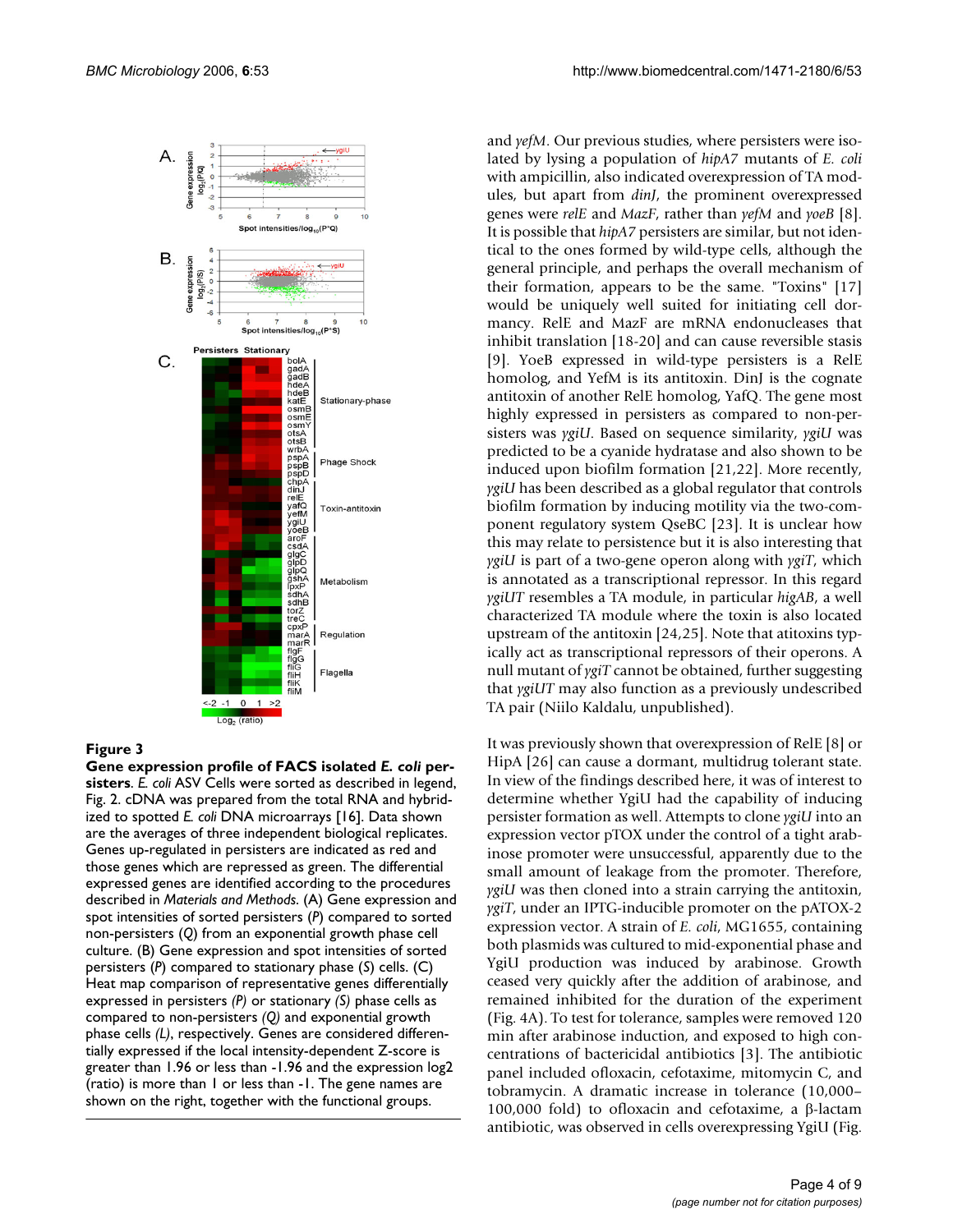A.

Gene expression log$_2$(P/Q)

3
2
1
0
-1
-2
-3

5 6 7 8 9 10

Spot intensities/log$_{10}$(P*Q)

ygiU

B.

Gene expression log$_2$(P/S)

6
4
2
0
-2
-4
-6

5 6 7 8 9 10

Spot intensities/log$_{10}$(P*S)

ygiU

C.

Persisters Stationary

bolA
gadA
gadB
hdeA
hdeB
katE
osmB
osmE
osmY
otsA
otsB
wrbA

Stationary-phase

pspA
pspB
pspD

Phage Shock

chpA
dinJ
relE
yafQ
yefM
ygiU
yoeB

Toxin-antitoxin

aroF
csdA
glgC
glpD
glpQ
gshA
lpxP
sdhA
sdhB
torZ
treC

Metabolism

cpxP
marA
marR

Regulation

flgF
flgG
fliG
fliH
fliK
fliM

Flagella

<-2 -1 0 1 >2

Log$_2$ (ratio)

**Figure 3**

**Gene expression profile of FACS isolated *E. coli* persisters**. *E. coli* ASV Cells were sorted as described in legend, Fig. 2. cDNA was prepared from the total RNA and hybridized to spotted *E. coli* DNA microarrays [16]. Data shown are the averages of three independent biological replicates. Genes up-regulated in persisters are indicated as red and those genes which are repressed as green. The differential expressed genes are identified according to the procedures described in *Materials and Methods*. (A) Gene expression and spot intensities of sorted persisters (*P*) compared to sorted non-persisters (*Q*) from an exponential growth phase cell culture. (B) Gene expression and spot intensities of sorted persisters (*P*) compared to stationary phase (*S*) cells. (C) Heat map comparison of representative genes differentially expressed in persisters *(P)* or stationary *(S)* phase cells as compared to non-persisters *(Q)* and exponential growth phase cells *(L)*, respectively. Genes are considered differentially expressed if the local intensity-dependent Z-score is greater than 1.96 or less than -1.96 and the expression log2 (ratio) is more than 1 or less than -1. The gene names are shown on the right, together with the functional groups.

and *yefM*. Our previous studies, where persisters were isolated by lysing a population of *hipA7* mutants of *E. coli* with ampicillin, also indicated overexpression of TA modules, but apart from *dinJ*, the prominent overexpressed genes were *relE* and *MazF*, rather than *yefM* and *yoeB* [8]. It is possible that *hipA7* persisters are similar, but not identical to the ones formed by wild-type cells, although the general principle, and perhaps the overall mechanism of their formation, appears to be the same. "Toxins" [17] would be uniquely well suited for initiating cell dormancy. RelE and MazF are mRNA endonucleases that inhibit translation [18-20] and can cause reversible stasis [9]. YoeB expressed in wild-type persisters is a RelE homolog, and YefM is its antitoxin. DinJ is the cognate antitoxin of another RelE homolog, YafQ. The gene most highly expressed in persisters as compared to non-persisters was *ygiU*. Based on sequence similarity, *ygiU* was predicted to be a cyanide hydratase and also shown to be induced upon biofilm formation [21,22]. More recently, *ygiU* has been described as a global regulator that controls biofilm formation by inducing motility via the two-component regulatory system QseBC [23]. It is unclear how this may relate to persistence but it is also interesting that *ygiU* is part of a two-gene operon along with *ygiT*, which is annotated as a transcriptional repressor. In this regard *ygiUT* resembles a TA module, in particular *higAB*, a well characterized TA module where the toxin is also located upstream of the antitoxin [24,25]. Note that atitoxins typically act as transcriptional repressors of their operons. A null mutant of *ygiT* cannot be obtained, further suggesting that *ygiUT* may also function as a previously undescribed TA pair (Niilo Kaldalu, unpublished).

It was previously shown that overexpression of RelE [8] or HipA [26] can cause a dormant, multidrug tolerant state. In view of the findings described here, it was of interest to determine whether YgiU had the capability of inducing persister formation as well. Attempts to clone *ygiU* into an expression vector pTOX under the control of a tight arabinose promoter were unsuccessful, apparently due to the small amount of leakage from the promoter. Therefore, *ygiU* was then cloned into a strain carrying the antitoxin, *ygiT*, under an IPTG-inducible promoter on the pATOX-2 expression vector. A strain of *E. coli*, MG1655, containing both plasmids was cultured to mid-exponential phase and YgiU production was induced by arabinose. Growth ceased very quickly after the addition of arabinose, and remained inhibited for the duration of the experiment (Fig. 4A). To test for tolerance, samples were removed 120 min after arabinose induction, and exposed to high concentrations of bactericidal antibiotics [3]. The antibiotic panel included ofloxacin, cefotaxime, mitomycin C, and tobramycin. A dramatic increase in tolerance (10,000–100,000 fold) to ofloxacin and cefotaxime, a β-lactam antibiotic, was observed in cells overexpressing YgiU (Fig.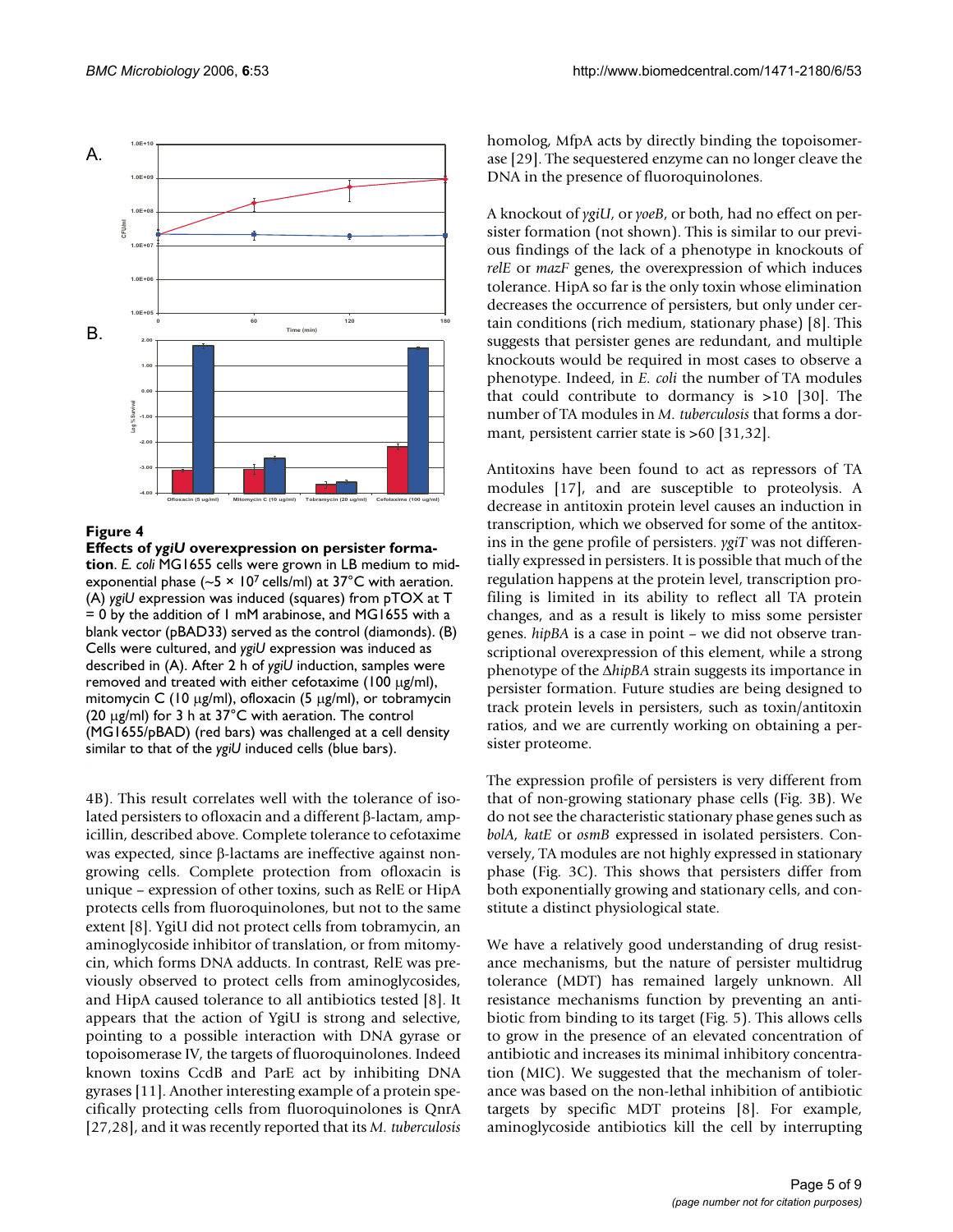A.

1.0E+10
1.0E+09
1.0E+08
1.0E+07
1.0E+06
1.0E+05

CFU/ml

0
60
120
180

Time (min)

B.

2.00
1.00
0.00
-1.00
-2.00
-3.00
-4.00

Log % Survival

Ofloxacin (5 ug/ml)
Mitomycin C (10 ug/ml)
Tobramycin (20 ug/ml)
Cefotaxime (100 ug/ml)

**Figure 4**

**Effects of *ygiU* overexpression on persister formation**. *E. coli* MG1655 cells were grown in LB medium to mid-exponential phase (~$5 \times 10^7$ cells/ml) at 37°C with aeration. (A) *ygiU* expression was induced (squares) from pTOX at T = 0 by the addition of 1 mM arabinose, and MG1655 with a blank vector (pBAD33) served as the control (diamonds). (B) Cells were cultured, and *ygiU* expression was induced as described in (A). After 2 h of *ygiU* induction, samples were removed and treated with either cefotaxime (100 μg/ml), mitomycin C (10 μg/ml), ofloxacin (5 μg/ml), or tobramycin (20 μg/ml) for 3 h at 37°C with aeration. The control (MG1655/pBAD) (red bars) was challenged at a cell density similar to that of the *ygiU* induced cells (blue bars).

4B). This result correlates well with the tolerance of isolated persisters to ofloxacin and a different β-lactam, ampicillin, described above. Complete tolerance to cefotaxime was expected, since β-lactams are ineffective against non-growing cells. Complete protection from ofloxacin is unique – expression of other toxins, such as RelE or HipA protects cells from fluoroquinolones, but not to the same extent [8]. YgiU did not protect cells from tobramycin, an aminoglycoside inhibitor of translation, or from mitomycin, which forms DNA adducts. In contrast, RelE was previously observed to protect cells from aminoglycosides, and HipA caused tolerance to all antibiotics tested [8]. It appears that the action of YgiU is strong and selective, pointing to a possible interaction with DNA gyrase or topoisomerase IV, the targets of fluoroquinolones. Indeed known toxins CcdB and ParE act by inhibiting DNA gyrases [11]. Another interesting example of a protein specifically protecting cells from fluoroquinolones is QnrA [27,28], and it was recently reported that its *M. tuberculosis* homolog, MfpA acts by directly binding the topoisomerase [29]. The sequestered enzyme can no longer cleave the DNA in the presence of fluoroquinolones.

A knockout of *ygiU*, or *yoeB*, or both, had no effect on persister formation (not shown). This is similar to our previous findings of the lack of a phenotype in knockouts of *relE* or *mazF* genes, the overexpression of which induces tolerance. HipA so far is the only toxin whose elimination decreases the occurrence of persisters, but only under certain conditions (rich medium, stationary phase) [8]. This suggests that persister genes are redundant, and multiple knockouts would be required in most cases to observe a phenotype. Indeed, in *E. coli* the number of TA modules that could contribute to dormancy is >10 [30]. The number of TA modules in *M. tuberculosis* that forms a dormant, persistent carrier state is >60 [31,32].

Antitoxins have been found to act as repressors of TA modules [17], and are susceptible to proteolysis. A decrease in antitoxin protein level causes an induction in transcription, which we observed for some of the antitoxins in the gene profile of persisters. *ygiT* was not differentially expressed in persisters. It is possible that much of the regulation happens at the protein level, transcription profiling is limited in its ability to reflect all TA protein changes, and as a result is likely to miss some persister genes. *hipBA* is a case in point – we did not observe transcriptional overexpression of this element, while a strong phenotype of the Δ*hipBA* strain suggests its importance in persister formation. Future studies are being designed to track protein levels in persisters, such as toxin/antitoxin ratios, and we are currently working on obtaining a persister proteome.

The expression profile of persisters is very different from that of non-growing stationary phase cells (Fig. 3B). We do not see the characteristic stationary phase genes such as *bolA*, *katE* or *osmB* expressed in isolated persisters. Conversely, TA modules are not highly expressed in stationary phase (Fig. 3C). This shows that persisters differ from both exponentially growing and stationary cells, and constitute a distinct physiological state.

We have a relatively good understanding of drug resistance mechanisms, but the nature of persister multidrug tolerance (MDT) has remained largely unknown. All resistance mechanisms function by preventing an antibiotic from binding to its target (Fig. 5). This allows cells to grow in the presence of an elevated concentration of antibiotic and increases its minimal inhibitory concentration (MIC). We suggested that the mechanism of tolerance was based on the non-lethal inhibition of antibiotic targets by specific MDT proteins [8]. For example, aminoglycoside antibiotics kill the cell by interrupting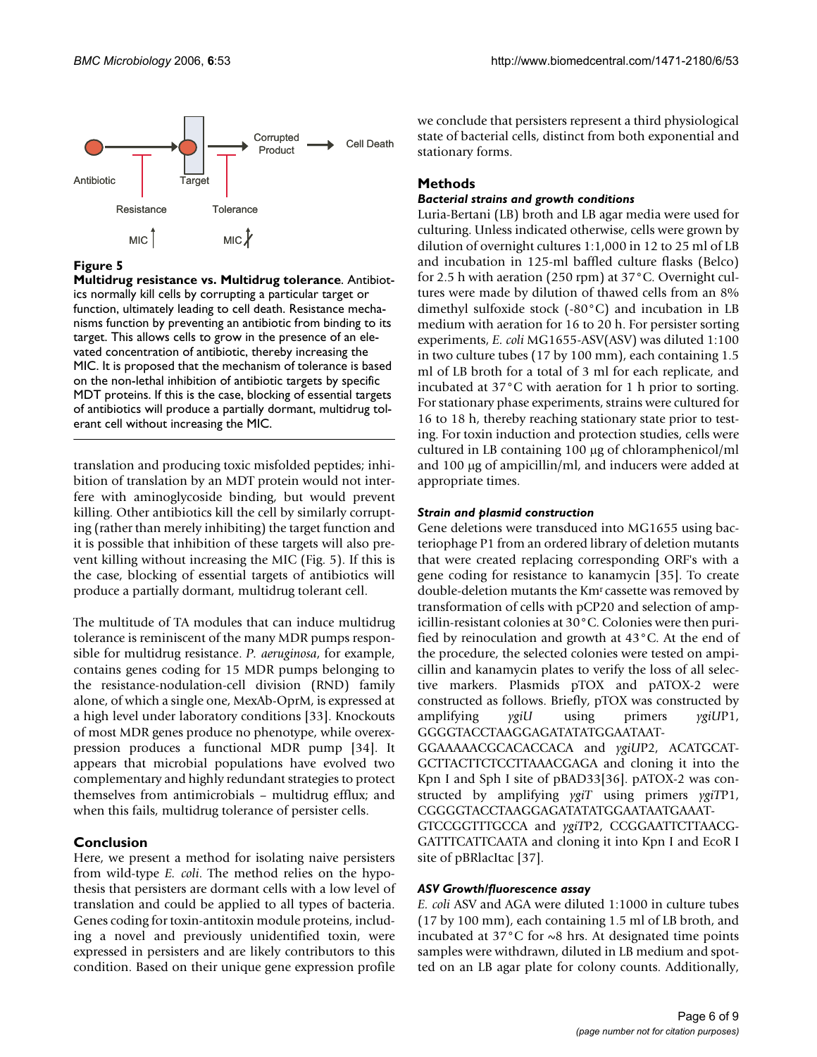**Figure 5**

**Multidrug resistance vs. Multidrug tolerance**. Antibiotics normally kill cells by corrupting a particular target or function, ultimately leading to cell death. Resistance mechanisms function by preventing an antibiotic from binding to its target. This allows cells to grow in the presence of an elevated concentration of antibiotic, thereby increasing the MIC. It is proposed that the mechanism of tolerance is based on the non-lethal inhibition of antibiotic targets by specific MDT proteins. If this is the case, blocking of essential targets of antibiotics will produce a partially dormant, multidrug tolerant cell without increasing the MIC.

translation and producing toxic misfolded peptides; inhibition of translation by an MDT protein would not interfere with aminoglycoside binding, but would prevent killing. Other antibiotics kill the cell by similarly corrupting (rather than merely inhibiting) the target function and it is possible that inhibition of these targets will also prevent killing without increasing the MIC (Fig. 5). If this is the case, blocking of essential targets of antibiotics will produce a partially dormant, multidrug tolerant cell.

The multitude of TA modules that can induce multidrug tolerance is reminiscent of the many MDR pumps responsible for multidrug resistance. *P. aeruginosa*, for example, contains genes coding for 15 MDR pumps belonging to the resistance-nodulation-cell division (RND) family alone, of which a single one, MexAb-OprM, is expressed at a high level under laboratory conditions [33]. Knockouts of most MDR genes produce no phenotype, while overexpression produces a functional MDR pump [34]. It appears that microbial populations have evolved two complementary and highly redundant strategies to protect themselves from antimicrobials – multidrug efflux; and when this fails, multidrug tolerance of persister cells.

## Conclusion

Here, we present a method for isolating naive persisters from wild-type *E. coli*. The method relies on the hypothesis that persisters are dormant cells with a low level of translation and could be applied to all types of bacteria. Genes coding for toxin-antitoxin module proteins, including a novel and previously unidentified toxin, were expressed in persisters and are likely contributors to this condition. Based on their unique gene expression profile we conclude that persisters represent a third physiological state of bacterial cells, distinct from both exponential and stationary forms.

## Methods

### *Bacterial strains and growth conditions*

Luria-Bertani (LB) broth and LB agar media were used for culturing. Unless indicated otherwise, cells were grown by dilution of overnight cultures 1:1,000 in 12 to 25 ml of LB and incubation in 125-ml baffled culture flasks (Belco) for 2.5 h with aeration (250 rpm) at 37°C. Overnight cultures were made by dilution of thawed cells from an 8% dimethyl sulfoxide stock (-80°C) and incubation in LB medium with aeration for 16 to 20 h. For persister sorting experiments, *E. coli* MG1655-ASV(ASV) was diluted 1:100 in two culture tubes (17 by 100 mm), each containing 1.5 ml of LB broth for a total of 3 ml for each replicate, and incubated at 37°C with aeration for 1 h prior to sorting. For stationary phase experiments, strains were cultured for 16 to 18 h, thereby reaching stationary state prior to testing. For toxin induction and protection studies, cells were cultured in LB containing 100 μg of chloramphenicol/ml and 100 μg of ampicillin/ml, and inducers were added at appropriate times.

### *Strain and plasmid construction*

Gene deletions were transduced into MG1655 using bacteriophage P1 from an ordered library of deletion mutants that were created replacing corresponding ORF's with a gene coding for resistance to kanamycin [35]. To create double-deletion mutants the Km$^r$ cassette was removed by transformation of cells with pCP20 and selection of ampicillin-resistant colonies at 30°C. Colonies were then purified by reinoculation and growth at 43°C. At the end of the procedure, the selected colonies were tested on ampicillin and kanamycin plates to verify the loss of all selective markers. Plasmids pTOX and pATOX-2 were constructed as follows. Briefly, pTOX was constructed by amplifying *ygiU* using primers *ygiU*P1, GGGGTACCTAAGGAGATATATGGAATAAT-GGAAAAACGCACACCACA and *ygiU*P2, ACATGCAT-GCTTACTTCTCCTTAAACGAGA and cloning it into the Kpn I and Sph I site of pBAD33[36]. pATOX-2 was constructed by amplifying *ygiT* using primers *ygiT*P1, CGGGGTACCTAAGGAGATATATGGAATAATGAAAT-GTCCGGTTTGCCA and *ygiT*P2, CCGGAATTCTTAACG-GATTTCATTCAATA and cloning it into Kpn I and EcoR I site of pBRlacItac [37].

### *ASV Growth/fluorescence assay*

*E. coli* ASV and AGA were diluted 1:1000 in culture tubes (17 by 100 mm), each containing 1.5 ml of LB broth, and incubated at 37°C for ~8 hrs. At designated time points samples were withdrawn, diluted in LB medium and spotted on an LB agar plate for colony counts. Additionally,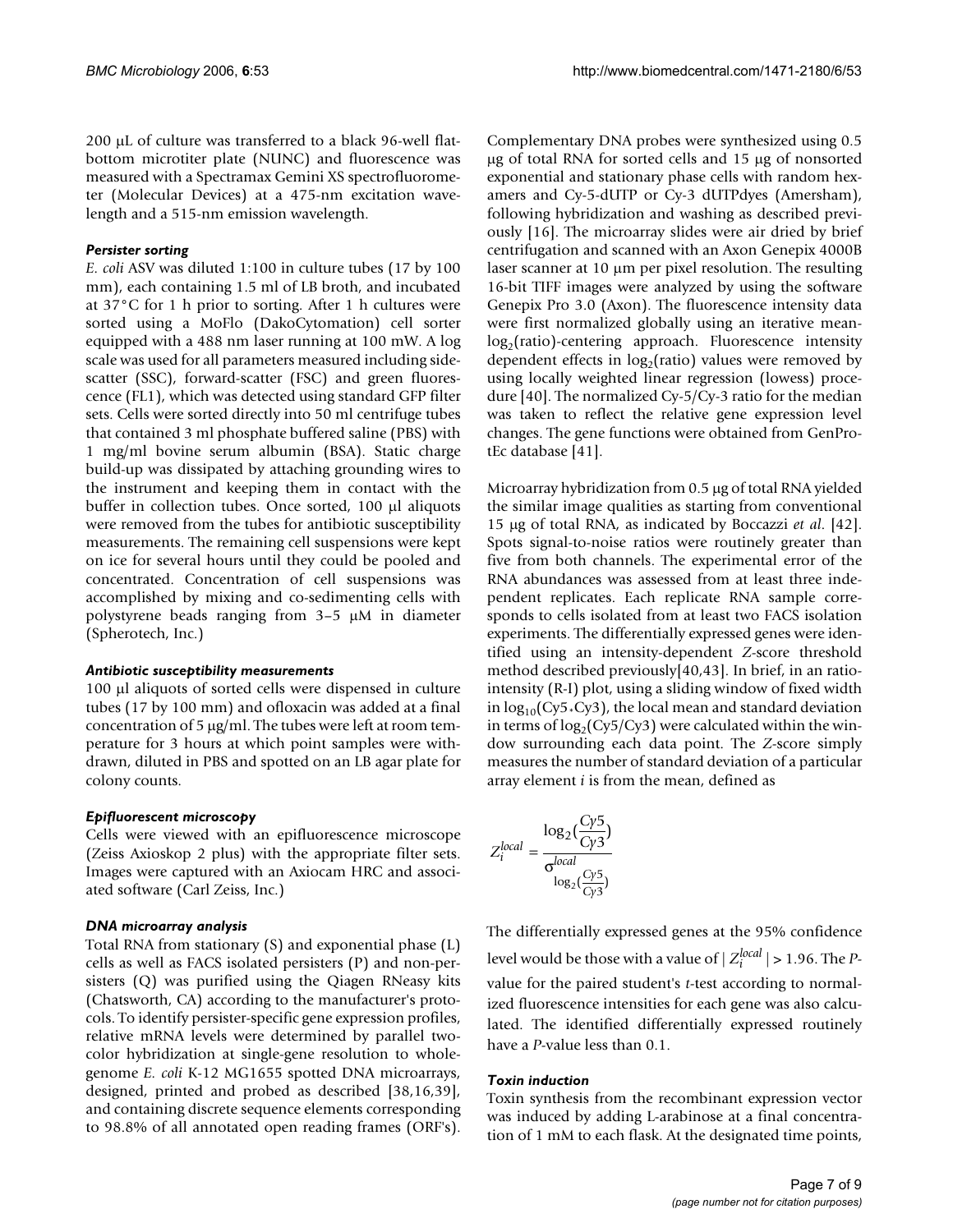200 μL of culture was transferred to a black 96-well flat-bottom microtiter plate (NUNC) and fluorescence was measured with a Spectramax Gemini XS spectrofluorometer (Molecular Devices) at a 475-nm excitation wavelength and a 515-nm emission wavelength.

### *Persister sorting*

*E. coli* ASV was diluted 1:100 in culture tubes (17 by 100 mm), each containing 1.5 ml of LB broth, and incubated at 37°C for 1 h prior to sorting. After 1 h cultures were sorted using a MoFlo (DakoCytomation) cell sorter equipped with a 488 nm laser running at 100 mW. A log scale was used for all parameters measured including side-scatter (SSC), forward-scatter (FSC) and green fluorescence (FL1), which was detected using standard GFP filter sets. Cells were sorted directly into 50 ml centrifuge tubes that contained 3 ml phosphate buffered saline (PBS) with 1 mg/ml bovine serum albumin (BSA). Static charge build-up was dissipated by attaching grounding wires to the instrument and keeping them in contact with the buffer in collection tubes. Once sorted, 100 μl aliquots were removed from the tubes for antibiotic susceptibility measurements. The remaining cell suspensions were kept on ice for several hours until they could be pooled and concentrated. Concentration of cell suspensions was accomplished by mixing and co-sedimenting cells with polystyrene beads ranging from 3–5 μM in diameter (Spherotech, Inc.)

### *Antibiotic susceptibility measurements*

100 μl aliquots of sorted cells were dispensed in culture tubes (17 by 100 mm) and ofloxacin was added at a final concentration of 5 μg/ml. The tubes were left at room temperature for 3 hours at which point samples were withdrawn, diluted in PBS and spotted on an LB agar plate for colony counts.

### *Epifluorescent microscopy*

Cells were viewed with an epifluorescence microscope (Zeiss Axioskop 2 plus) with the appropriate filter sets. Images were captured with an Axiocam HRC and associated software (Carl Zeiss, Inc.)

### *DNA microarray analysis*

Total RNA from stationary (S) and exponential phase (L) cells as well as FACS isolated persisters (P) and non-persisters (Q) was purified using the Qiagen RNeasy kits (Chatsworth, CA) according to the manufacturer's protocols. To identify persister-specific gene expression profiles, relative mRNA levels were determined by parallel two-color hybridization at single-gene resolution to whole-genome *E. coli* K-12 MG1655 spotted DNA microarrays, designed, printed and probed as described [38,16,39], and containing discrete sequence elements corresponding to 98.8% of all annotated open reading frames (ORF's). Complementary DNA probes were synthesized using 0.5 μg of total RNA for sorted cells and 15 μg of nonsorted exponential and stationary phase cells with random hexamers and Cy-5-dUTP or Cy-3 dUTPdyes (Amersham), following hybridization and washing as described previously [16]. The microarray slides were air dried by brief centrifugation and scanned with an Axon Genepix 4000B laser scanner at 10 μm per pixel resolution. The resulting 16-bit TIFF images were analyzed by using the software Genepix Pro 3.0 (Axon). The fluorescence intensity data were first normalized globally using an iterative mean-$\log_2$(ratio)-centering approach. Fluorescence intensity dependent effects in $\log_2$(ratio) values were removed by using locally weighted linear regression (lowess) procedure [40]. The normalized Cy-5/Cy-3 ratio for the median was taken to reflect the relative gene expression level changes. The gene functions were obtained from GenProtEc database [41].

Microarray hybridization from 0.5 μg of total RNA yielded the similar image qualities as starting from conventional 15 μg of total RNA, as indicated by Boccazzi *et al*. [42]. Spots signal-to-noise ratios were routinely greater than five from both channels. The experimental error of the RNA abundances was assessed from at least three independent replicates. Each replicate RNA sample corresponds to cells isolated from at least two FACS isolation experiments. The differentially expressed genes were identified using an intensity-dependent *Z*-score threshold method described previously[40,43]. In brief, in an ratio-intensity (R-I) plot, using a sliding window of fixed width in $\log_{10}(Cy5*Cy3)$, the local mean and standard deviation in terms of $\log_2(Cy5/Cy3)$ were calculated within the window surrounding each data point. The *Z*-score simply measures the number of standard deviation of a particular array element *i* is from the mean, defined as

$$Z_i^{local} = \frac{\log_2(\frac{Cy5}{Cy3})}{\sigma^{local}_{\log_2(\frac{Cy5}{Cy3})}}$$

The differentially expressed genes at the 95% confidence level would be those with a value of $|Z_i^{local}| > 1.96$. The *P*-value for the paired student's *t*-test according to normalized fluorescence intensities for each gene was also calculated. The identified differentially expressed routinely have a *P*-value less than 0.1.

### *Toxin induction*

Toxin synthesis from the recombinant expression vector was induced by adding L-arabinose at a final concentration of 1 mM to each flask. At the designated time points,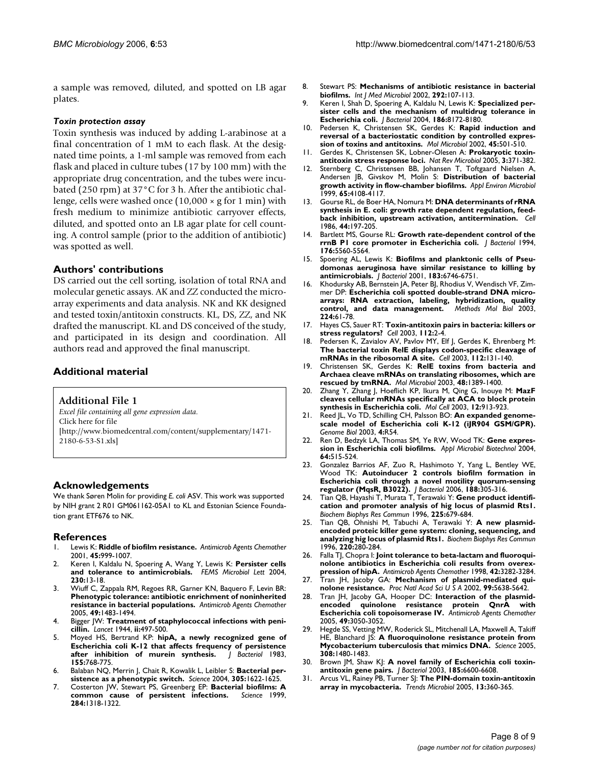a sample was removed, diluted, and spotted on LB agar plates.

### *Toxin protection assay*

Toxin synthesis was induced by adding L-arabinose at a final concentration of 1 mM to each flask. At the designated time points, a 1-ml sample was removed from each flask and placed in culture tubes (17 by 100 mm) with the appropriate drug concentration, and the tubes were incubated (250 rpm) at 37°C for 3 h. After the antibiotic challenge, cells were washed once (10,000 × g for 1 min) with fresh medium to minimize antibiotic carryover effects, diluted, and spotted onto an LB agar plate for cell counting. A control sample (prior to the addition of antibiotic) was spotted as well.

## Authors' contributions

DS carried out the cell sorting, isolation of total RNA and molecular genetic assays. AK and ZZ conducted the microarray experiments and data analysis. NK and KK designed and tested toxin/antitoxin constructs. KL, DS, ZZ, and NK drafted the manuscript. KL and DS conceived of the study, and participated in its design and coordination. All authors read and approved the final manuscript.

## Additional material

**Additional File 1**
*Excel file containing all gene expression data.*
Click here for file
[http://www.biomedcentral.com/content/supplementary/1471-2180-6-53-S1.xls]

## Acknowledgements

We thank Søren Molin for providing *E. coli* ASV. This work was supported by NIH grant 2 R01 GM061162-05A1 to KL and Estonian Science Foundation grant ETF676 to NK.

## References

1. Lewis K: **Riddle of biofilm resistance.** *Antimicrob Agents Chemother* 2001, **45:**999-1007.
2. Keren I, Kaldalu N, Spoering A, Wang Y, Lewis K: **Persister cells and tolerance to antimicrobials.** *FEMS Microbiol Lett* 2004, **230:**13-18.
3. Wiuff C, Zappala RM, Regoes RR, Garner KN, Baquero F, Levin BR: **Phenotypic tolerance: antibiotic enrichment of noninherited resistance in bacterial populations.** *Antimicrob Agents Chemother* 2005, **49:**1483-1494.
4. Bigger JW: **Treatment of staphylococcal infections with penicillin.** *Lancet* 1944, **ii:**497-500.
5. Moyed HS, Bertrand KP: **hipA, a newly recognized gene of Escherichia coli K-12 that affects frequency of persistence after inhibition of murein synthesis.** *J Bacteriol* 1983, **155:**768-775.
6. Balaban NQ, Merrin J, Chait R, Kowalik L, Leibler S: **Bacterial persistence as a phenotypic switch.** *Science* 2004, **305:**1622-1625.
7. Costerton JW, Stewart PS, Greenberg EP: **Bacterial biofilms: A common cause of persistent infections.** *Science* 1999, **284:**1318-1322.
8. Stewart PS: **Mechanisms of antibiotic resistance in bacterial biofilms.** *Int J Med Microbiol* 2002, **292:**107-113.
9. Keren I, Shah D, Spoering A, Kaldalu N, Lewis K: **Specialized persister cells and the mechanism of multidrug tolerance in Escherichia coli.** *J Bacteriol* 2004, **186:**8172-8180.
10. Pedersen K, Christensen SK, Gerdes K: **Rapid induction and reversal of a bacteriostatic condition by controlled expression of toxins and antitoxins.** *Mol Microbiol* 2002, **45:**501-510.
11. Gerdes K, Christensen SK, Lobner-Olesen A: **Prokaryotic toxin-antitoxin stress response loci.** *Nat Rev Microbiol* 2005, **3:**371-382.
12. Sternberg C, Christensen BB, Johansen T, Toftgaard Nielsen A, Andersen JB, Givskov M, Molin S: **Distribution of bacterial growth activity in flow-chamber biofilms.** *Appl Environ Microbiol* 1999, **65:**4108-4117.
13. Gourse RL, de Boer HA, Nomura M: **DNA determinants of rRNA synthesis in E. coli: growth rate dependent regulation, feedback inhibition, upstream activation, antitermination.** *Cell* 1986, **44:**197-205.
14. Bartlett MS, Gourse RL: **Growth rate-dependent control of the rrnB P1 core promoter in Escherichia coli.** *J Bacteriol* 1994, **176:**5560-5564.
15. Spoering AL, Lewis K: **Biofilms and planktonic cells of Pseudomonas aeruginosa have similar resistance to killing by antimicrobials.** *J Bacteriol* 2001, **183:**6746-6751.
16. Khodursky AB, Bernstein JA, Peter BJ, Rhodius V, Wendisch VF, Zimmer DP: **Escherichia coli spotted double-strand DNA microarrays: RNA extraction, labeling, hybridization, quality control, and data management.** *Methods Mol Biol* 2003, **224:**61-78.
17. Hayes CS, Sauer RT: **Toxin-antitoxin pairs in bacteria: killers or stress regulators?** *Cell* 2003, **112:**2-4.
18. Pedersen K, Zavialov AV, Pavlov MY, Elf J, Gerdes K, Ehrenberg M: **The bacterial toxin RelE displays codon-specific cleavage of mRNAs in the ribosomal A site.** *Cell* 2003, **112:**131-140.
19. Christensen SK, Gerdes K: **RelE toxins from bacteria and Archaea cleave mRNAs on translating ribosomes, which are rescued by tmRNA.** *Mol Microbiol* 2003, **48:**1389-1400.
20. Zhang Y, Zhang J, Hoeflich KP, Ikura M, Qing G, Inouye M: **MazF cleaves cellular mRNAs specifically at ACA to block protein synthesis in Escherichia coli.** *Mol Cell* 2003, **12:**913-923.
21. Reed JL, Vo TD, Schilling CH, Palsson BO: **An expanded genome-scale model of Escherichia coli K-12 (iJR904 GSM/GPR).** *Genome Biol* 2003, **4:**R54.
22. Ren D, Bedzyk LA, Thomas SM, Ye RW, Wood TK: **Gene expression in Escherichia coli biofilms.** *Appl Microbiol Biotechnol* 2004, **64:**515-524.
23. Gonzalez Barrios AF, Zuo R, Hashimoto Y, Yang L, Bentley WE, Wood TK: **Autoinducer 2 controls biofilm formation in Escherichia coli through a novel motility quorum-sensing regulator (MqsR, B3022).** *J Bacteriol* 2006, **188:**305-316.
24. Tian QB, Hayashi T, Murata T, Terawaki Y: **Gene product identification and promoter analysis of hig locus of plasmid Rts1.** *Biochem Biophys Res Commun* 1996, **225:**679-684.
25. Tian QB, Ohnishi M, Tabuchi A, Terawaki Y: **A new plasmid-encoded proteic killer gene system: cloning, sequencing, and analyzing hig locus of plasmid Rts1.** *Biochem Biophys Res Commun* 1996, **220:**280-284.
26. Falla TJ, Chopra I: **Joint tolerance to beta-lactam and fluoroquinolone antibiotics in Escherichia coli results from overexpression of hipA.** *Antimicrob Agents Chemother* 1998, **42:**3282-3284.
27. Tran JH, Jacoby GA: **Mechanism of plasmid-mediated quinolone resistance.** *Proc Natl Acad Sci U S A* 2002, **99:**5638-5642.
28. Tran JH, Jacoby GA, Hooper DC: **Interaction of the plasmid-encoded quinolone resistance protein QnrA with Escherichia coli topoisomerase IV.** *Antimicrob Agents Chemother* 2005, **49:**3050-3052.
29. Hegde SS, Vetting MW, Roderick SL, Mitchenall LA, Maxwell A, Takiff HE, Blanchard JS: **A fluoroquinolone resistance protein from Mycobacterium tuberculosis that mimics DNA.** *Science* 2005, **308:**1480-1483.
30. Brown JM, Shaw KJ: **A novel family of Escherichia coli toxin-antitoxin gene pairs.** *J Bacteriol* 2003, **185:**6600-6608.
31. Arcus VL, Rainey PB, Turner SJ: **The PIN-domain toxin-antitoxin array in mycobacteria.** *Trends Microbiol* 2005, **13:**360-365.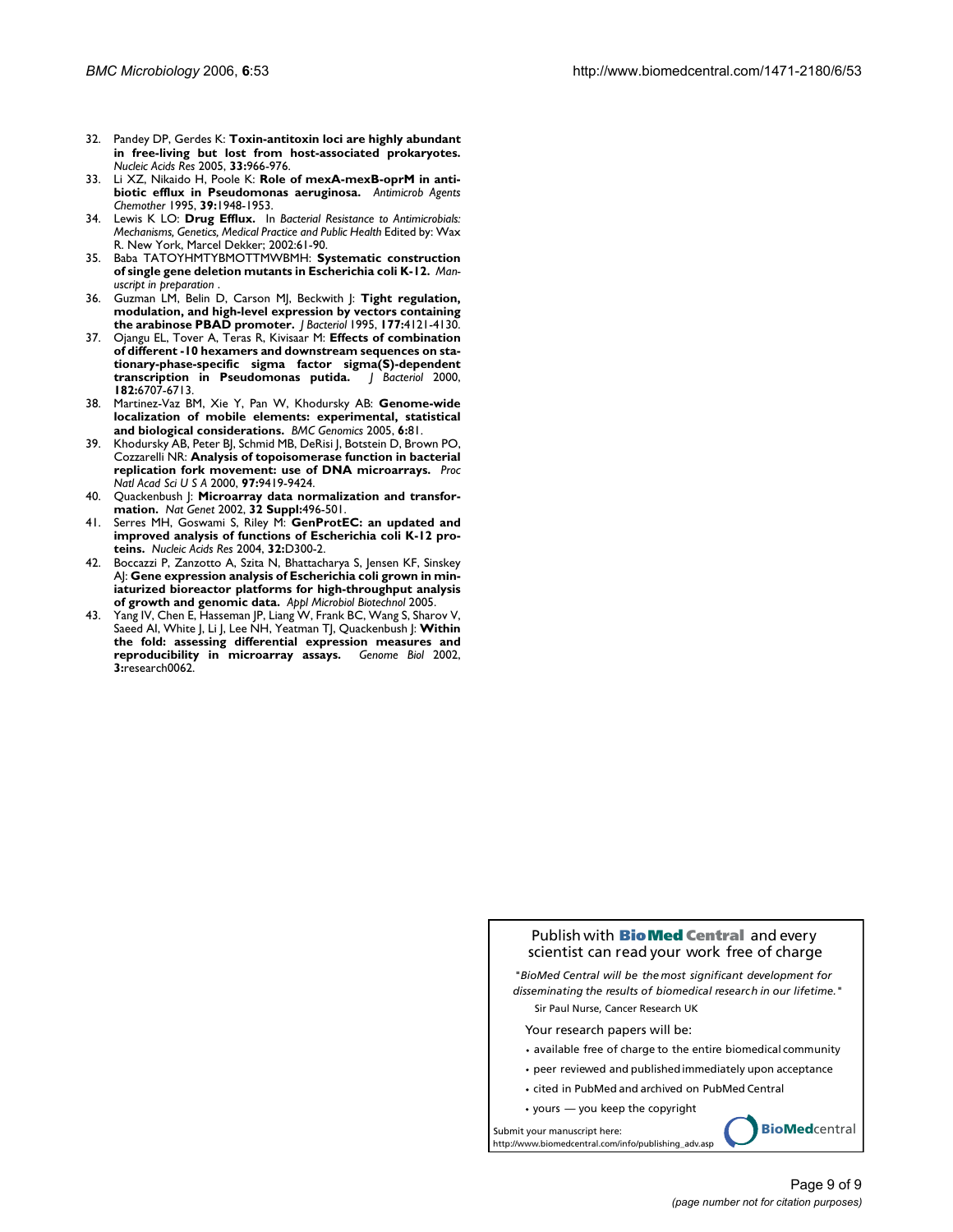32. Pandey DP, Gerdes K: **Toxin-antitoxin loci are highly abundant in free-living but lost from host-associated prokaryotes.** *Nucleic Acids Res* 2005, **33:**966-976.
33. Li XZ, Nikaido H, Poole K: **Role of mexA-mexB-oprM in antibiotic efflux in Pseudomonas aeruginosa.** *Antimicrob Agents Chemother* 1995, **39:**1948-1953.
34. Lewis K LO: **Drug Efflux.** In *Bacterial Resistance to Antimicrobials: Mechanisms, Genetics, Medical Practice and Public Health* Edited by: Wax R. New York, Marcel Dekker; 2002:61-90.
35. Baba TATOYHMTYBMOTTMWBMH: **Systematic construction of single gene deletion mutants in Escherichia coli K-12.** *Manuscript in preparation* .
36. Guzman LM, Belin D, Carson MJ, Beckwith J: **Tight regulation, modulation, and high-level expression by vectors containing the arabinose PBAD promoter.** *J Bacteriol* 1995, **177:**4121-4130.
37. Ojangu EL, Tover A, Teras R, Kivisaar M: **Effects of combination of different -10 hexamers and downstream sequences on stationary-phase-specific sigma factor sigma(S)-dependent transcription in Pseudomonas putida.** *J Bacteriol* 2000, **182:**6707-6713.
38. Martinez-Vaz BM, Xie Y, Pan W, Khodursky AB: **Genome-wide localization of mobile elements: experimental, statistical and biological considerations.** *BMC Genomics* 2005, **6:**81.
39. Khodursky AB, Peter BJ, Schmid MB, DeRisi J, Botstein D, Brown PO, Cozzarelli NR: **Analysis of topoisomerase function in bacterial replication fork movement: use of DNA microarrays.** *Proc Natl Acad Sci U S A* 2000, **97:**9419-9424.
40. Quackenbush J: **Microarray data normalization and transformation.** *Nat Genet* 2002, **32 Suppl:**496-501.
41. Serres MH, Goswami S, Riley M: **GenProtEC: an updated and improved analysis of functions of Escherichia coli K-12 proteins.** *Nucleic Acids Res* 2004, **32:**D300-2.
42. Boccazzi P, Zanzotto A, Szita N, Bhattacharya S, Jensen KF, Sinskey AJ: **Gene expression analysis of Escherichia coli grown in miniaturized bioreactor platforms for high-throughput analysis of growth and genomic data.** *Appl Microbiol Biotechnol* 2005.
43. Yang IV, Chen E, Hasseman JP, Liang W, Frank BC, Wang S, Sharov V, Saeed AI, White J, Li J, Lee NH, Yeatman TJ, Quackenbush J: **Within the fold: assessing differential expression measures and reproducibility in microarray assays.** *Genome Biol* 2002, **3:**research0062.

Publish with **BioMed Central** and every scientist can read your work free of charge

*"BioMed Central will be the most significant development for disseminating the results of biomedical research in our lifetime."*
Sir Paul Nurse, Cancer Research UK

Your research papers will be:

- available free of charge to the entire biomedical community
- peer reviewed and published immediately upon acceptance
- cited in PubMed and archived on PubMed Central
- yours — you keep the copyright

Submit your manuscript here:
http://www.biomedcentral.com/info/publishing_adv.asp

**BioMed**central